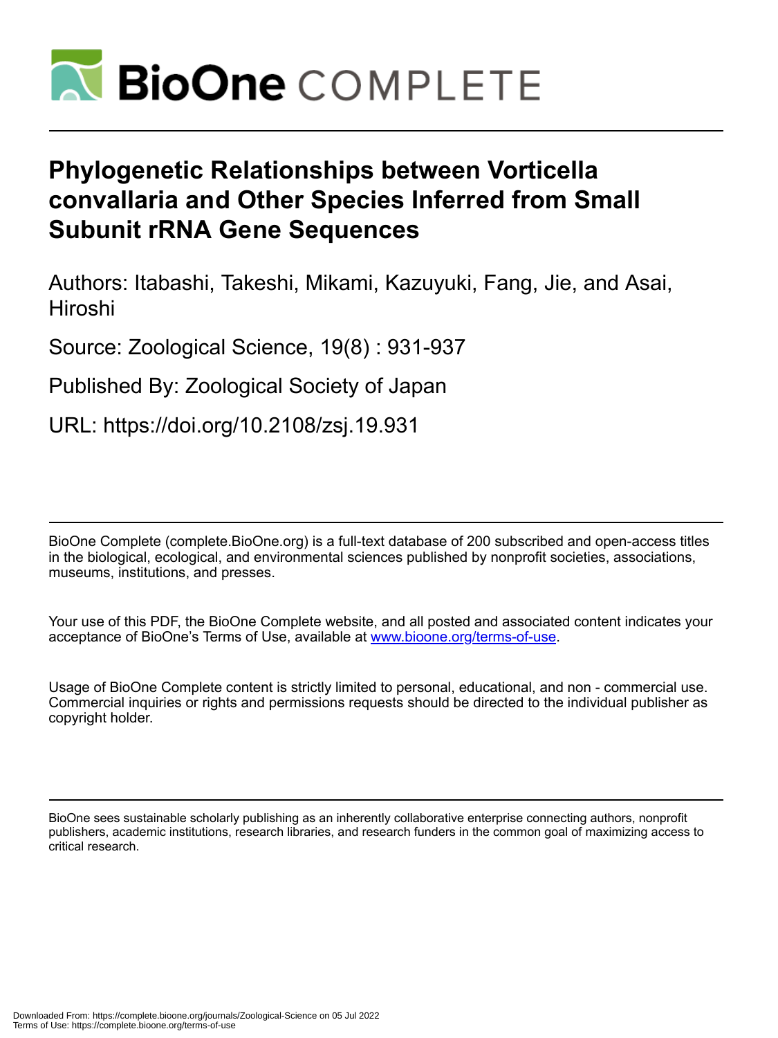# Phylogenetic Relationships between Vorticella convallaria and Other Species Inferred from Small Subunit rRNA Gene Sequences

Authors: Itabashi, Takeshi, Mikami, Kazuyuki, Fang, Jie, and Asai, Hiroshi

Source: Zoological Science, 19(8) : 931-937

Published By: Zoological Society of Japan

URL: https://doi.org/10.2108/zsj.19.931

BioOne Complete (complete.BioOne.org) is a full-text database of 200 subscribed and open-access titles in the biological, ecological, and environmental sciences published by nonprofit societies, associations, museums, institutions, and presses.

Your use of this PDF, the BioOne Complete website, and all posted and associated content indicates your acceptance of BioOne's Terms of Use, available at www.bioone.org/terms-of-use.

Usage of BioOne Complete content is strictly limited to personal, educational, and non - commercial use. Commercial inquiries or rights and permissions requests should be directed to the individual publisher as copyright holder.

BioOne sees sustainable scholarly publishing as an inherently collaborative enterprise connecting authors, nonprofit publishers, academic institutions, research libraries, and research funders in the common goal of maximizing access to critical research.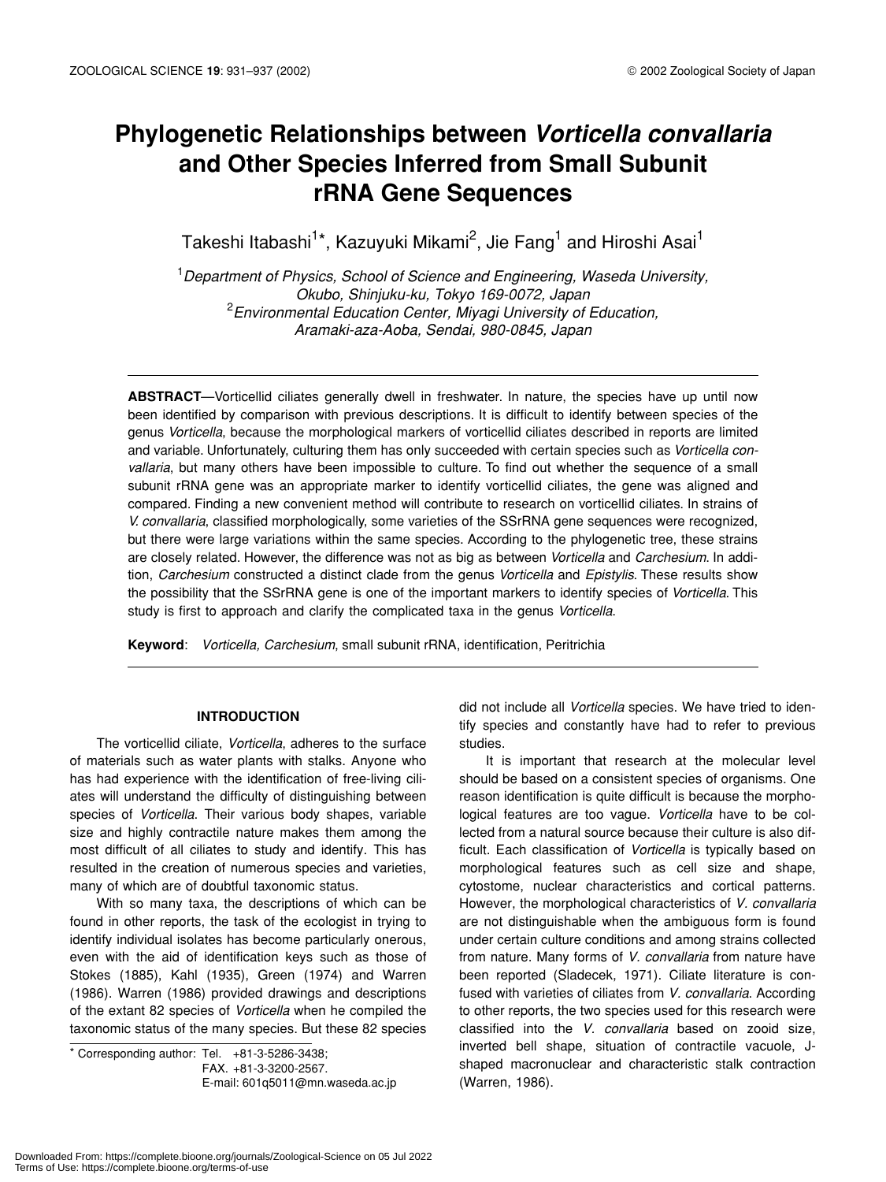# Phylogenetic Relationships between *Vorticella convallaria* and Other Species Inferred from Small Subunit rRNA Gene Sequences

Takeshi Itabashi[1]*, Kazuyuki Mikami[2], Jie Fang[1] and Hiroshi Asai[1]

[1]*Department of Physics, School of Science and Engineering, Waseda University, Okubo, Shinjuku-ku, Tokyo 169-0072, Japan*
[2]*Environmental Education Center, Miyagi University of Education, Aramaki-aza-Aoba, Sendai, 980-0845, Japan*

**ABSTRACT**—Vorticellid ciliates generally dwell in freshwater. In nature, the species have up until now been identified by comparison with previous descriptions. It is difficult to identify between species of the genus *Vorticella*, because the morphological markers of vorticellid ciliates described in reports are limited and variable. Unfortunately, culturing them has only succeeded with certain species such as *Vorticella convallaria*, but many others have been impossible to culture. To find out whether the sequence of a small subunit rRNA gene was an appropriate marker to identify vorticellid ciliates, the gene was aligned and compared. Finding a new convenient method will contribute to research on vorticellid ciliates. In strains of *V. convallaria*, classified morphologically, some varieties of the SSrRNA gene sequences were recognized, but there were large variations within the same species. According to the phylogenetic tree, these strains are closely related. However, the difference was not as big as between *Vorticella* and *Carchesium*. In addition, *Carchesium* constructed a distinct clade from the genus *Vorticella* and *Epistylis*. These results show the possibility that the SSrRNA gene is one of the important markers to identify species of *Vorticella*. This study is first to approach and clarify the complicated taxa in the genus *Vorticella*.

**Keyword**: *Vorticella, Carchesium*, small subunit rRNA, identification, Peritrichia

## INTRODUCTION

The vorticellid ciliate, *Vorticella*, adheres to the surface of materials such as water plants with stalks. Anyone who has had experience with the identification of free-living ciliates will understand the difficulty of distinguishing between species of *Vorticella*. Their various body shapes, variable size and highly contractile nature makes them among the most difficult of all ciliates to study and identify. This has resulted in the creation of numerous species and varieties, many of which are of doubtful taxonomic status.

With so many taxa, the descriptions of which can be found in other reports, the task of the ecologist in trying to identify individual isolates has become particularly onerous, even with the aid of identification keys such as those of Stokes (1885), Kahl (1935), Green (1974) and Warren (1986). Warren (1986) provided drawings and descriptions of the extant 82 species of *Vorticella* when he compiled the taxonomic status of the many species. But these 82 species did not include all *Vorticella* species. We have tried to identify species and constantly have had to refer to previous studies.

It is important that research at the molecular level should be based on a consistent species of organisms. One reason identification is quite difficult is because the morphological features are too vague. *Vorticella* have to be collected from a natural source because their culture is also difficult. Each classification of *Vorticella* is typically based on morphological features such as cell size and shape, cytostome, nuclear characteristics and cortical patterns. However, the morphological characteristics of *V. convallaria* are not distinguishable when the ambiguous form is found under certain culture conditions and among strains collected from nature. Many forms of *V. convallaria* from nature have been reported (Sladecek, 1971). Ciliate literature is confused with varieties of ciliates from *V. convallaria*. According to other reports, the two species used for this research were classified into the *V. convallaria* based on zooid size, inverted bell shape, situation of contractile vacuole, J-shaped macronuclear and characteristic stalk contraction (Warren, 1986).

* Corresponding author: Tel. +81-3-5286-3438;
FAX. +81-3-3200-2567.
E-mail: 601q5011@mn.waseda.ac.jp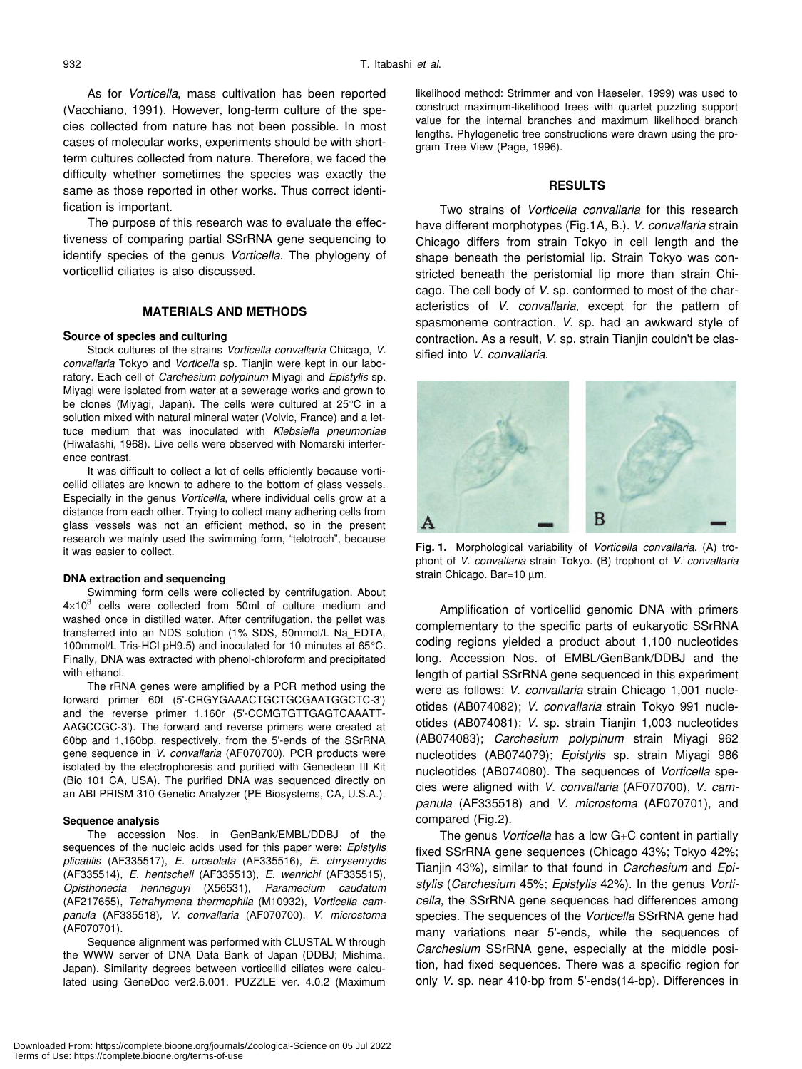As for *Vorticella*, mass cultivation has been reported (Vacchiano, 1991). However, long-term culture of the species collected from nature has not been possible. In most cases of molecular works, experiments should be with short-term cultures collected from nature. Therefore, we faced the difficulty whether sometimes the species was exactly the same as those reported in other works. Thus correct identification is important.

The purpose of this research was to evaluate the effectiveness of comparing partial SSrRNA gene sequencing to identify species of the genus *Vorticella*. The phylogeny of vorticellid ciliates is also discussed.

## MATERIALS AND METHODS

### Source of species and culturing

Stock cultures of the strains *Vorticella convallaria* Chicago, *V. convallaria* Tokyo and *Vorticella* sp. Tianjin were kept in our laboratory. Each cell of *Carchesium polypinum* Miyagi and *Epistylis* sp. Miyagi were isolated from water at a sewerage works and grown to be clones (Miyagi, Japan). The cells were cultured at 25°C in a solution mixed with natural mineral water (Volvic, France) and a lettuce medium that was inoculated with *Klebsiella pneumoniae* (Hiwatashi, 1968). Live cells were observed with Nomarski interference contrast.

It was difficult to collect a lot of cells efficiently because vorticellid ciliates are known to adhere to the bottom of glass vessels. Especially in the genus *Vorticella*, where individual cells grow at a distance from each other. Trying to collect many adhering cells from glass vessels was not an efficient method, so in the present research we mainly used the swimming form, "telotroch", because it was easier to collect.

### DNA extraction and sequencing

Swimming form cells were collected by centrifugation. About $4\times10^3$ cells were collected from 50ml of culture medium and washed once in distilled water. After centrifugation, the pellet was transferred into an NDS solution (1% SDS, 50mmol/L Na_EDTA, 100mmol/L Tris-HCl pH9.5) and incubated for 10 minutes at 65°C. Finally, DNA was extracted with phenol-chloroform and precipitated with ethanol.

The rRNA genes were amplified by a PCR method using the forward primer 60f (5'-CRGYGAAACTGCTGCGAATGGCTC-3') and the reverse primer 1,160r (5'-CCMGTGTTGAGTCAAATT-AAGCCGC-3'). The forward and reverse primers were created at 60bp and 1,160bp, respectively, from the 5'-ends of the SSrRNA gene sequence in *V. convallaria* (AF070700). PCR products were isolated by the electrophoresis and purified with Geneclean III Kit (Bio 101 CA, USA). The purified DNA was sequenced directly on an ABI PRISM 310 Genetic Analyzer (PE Biosystems, CA, U.S.A.).

### Sequence analysis

The accession Nos. in GenBank/EMBL/DDBJ of the sequences of the nucleic acids used for this paper were: *Epistylis plicatilis* (AF335517), *E. urceolata* (AF335516), *E. chrysemydis* (AF335514), *E. hentscheli* (AF335513), *E. wenrichi* (AF335515), *Opisthonecta henneguyi* (X56531), *Paramecium caudatum* (AF217655), *Tetrahymena thermophila* (M10932), *Vorticella campanula* (AF335518), *V. convallaria* (AF070700), *V. microstoma* (AF070701).

Sequence alignment was performed with CLUSTAL W through the WWW server of DNA Data Bank of Japan (DDBJ; Mishima, Japan). Similarity degrees between vorticellid ciliates were calculated using GeneDoc ver2.6.001. PUZZLE ver. 4.0.2 (Maximum likelihood method: Strimmer and von Haeseler, 1999) was used to construct maximum-likelihood trees with quartet puzzling support value for the internal branches and maximum likelihood branch lengths. Phylogenetic tree constructions were drawn using the program Tree View (Page, 1996).

## RESULTS

Two strains of *Vorticella convallaria* for this research have different morphotypes (Fig.1A, B.). *V. convallaria* strain Chicago differs from strain Tokyo in cell length and the shape beneath the peristomial lip. Strain Tokyo was constricted beneath the peristomial lip more than strain Chicago. The cell body of *V.* sp. conformed to most of the characteristics of *V. convallaria*, except for the pattern of spasmoneme contraction. *V.* sp. had an awkward style of contraction. As a result, *V.* sp. strain Tianjin couldn't be classified into *V. convallaria*.

**Fig. 1.** Morphological variability of *Vorticella convallaria*. (A) trophont of *V. convallaria* strain Tokyo. (B) trophont of *V. convallaria* strain Chicago. Bar=10 μm.

Amplification of vorticellid genomic DNA with primers complementary to the specific parts of eukaryotic SSrRNA coding regions yielded a product about 1,100 nucleotides long. Accession Nos. of EMBL/GenBank/DDBJ and the length of partial SSrRNA gene sequenced in this experiment were as follows: *V. convallaria* strain Chicago 1,001 nucleotides (AB074082); *V. convallaria* strain Tokyo 991 nucleotides (AB074081); *V.* sp. strain Tianjin 1,003 nucleotides (AB074083); *Carchesium polypinum* strain Miyagi 962 nucleotides (AB074079); *Epistylis* sp. strain Miyagi 986 nucleotides (AB074080). The sequences of *Vorticella* species were aligned with *V. convallaria* (AF070700), *V. campanula* (AF335518) and *V. microstoma* (AF070701), and compared (Fig.2).

The genus *Vorticella* has a low G+C content in partially fixed SSrRNA gene sequences (Chicago 43%; Tokyo 42%; Tianjin 43%), similar to that found in *Carchesium* and *Epistylis* (*Carchesium* 45%; *Epistylis* 42%). In the genus *Vorticella*, the SSrRNA gene sequences had differences among species. The sequences of the *Vorticella* SSrRNA gene had many variations near 5'-ends, while the sequences of *Carchesium* SSrRNA gene, especially at the middle position, had fixed sequences. There was a specific region for only *V.* sp. near 410-bp from 5'-ends(14-bp). Differences in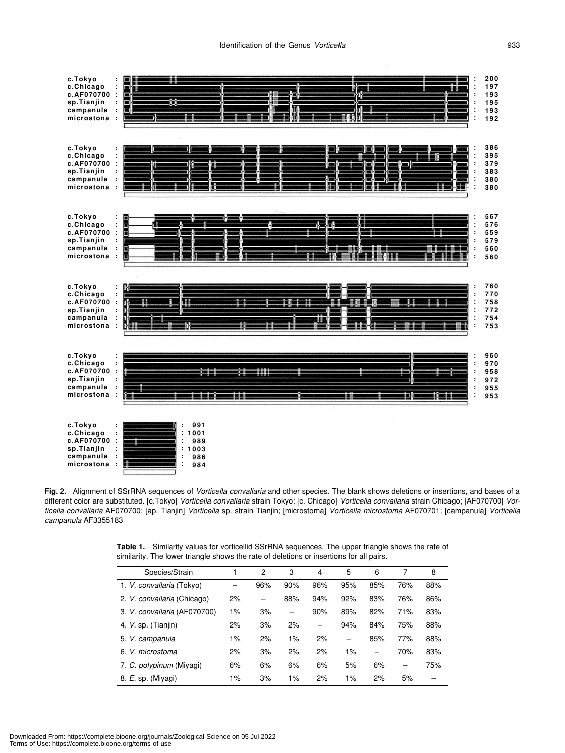**Fig. 2.** Alignment of SSrRNA sequences of *Vorticella convallaria* and other species. The blank shows deletions or insertions, and bases of a different color are substituted. [c.Tokyo] *Vorticella convallaria* strain Tokyo; [c. Chicago] *Vorticella convallaria* strain Chicago; [AF070700] *Vorticella convallaria* AF070700; [ap. Tianjin] *Vorticella* sp. strain Tianjin; [microstoma] *Vorticella microstoma* AF070701; [campanula] *Vorticella campanula* AF3355183

**Table 1.** Similarity values for vorticellid SSrRNA sequences. The upper triangle shows the rate of similarity. The lower triangle shows the rate of deletions or insertions for all pairs.

| Species/Strain | 1 | 2 | 3 | 4 | 5 | 6 | 7 | 8 |
|---|---|---|---|---|---|---|---|---|
| 1. *V. convallaria* (Tokyo) | – | 96% | 90% | 96% | 95% | 85% | 76% | 88% |
| 2. *V. convallaria* (Chicago) | 2% | – | 88% | 94% | 92% | 83% | 76% | 86% |
| 3. *V. convallaria* (AF070700) | 1% | 3% | – | 90% | 89% | 82% | 71% | 83% |
| 4. *V.* sp. (Tianjin) | 2% | 3% | 2% | – | 94% | 84% | 75% | 88% |
| 5. *V. campanula* | 1% | 2% | 1% | 2% | – | 85% | 77% | 88% |
| 6. *V. microstoma* | 2% | 3% | 2% | 2% | 1% | – | 70% | 83% |
| 7. *C. polypinum* (Miyagi) | 6% | 6% | 6% | 6% | 5% | 6% | – | 75% |
| 8. *E.* sp. (Miyagi) | 1% | 3% | 1% | 2% | 1% | 2% | 5% | – |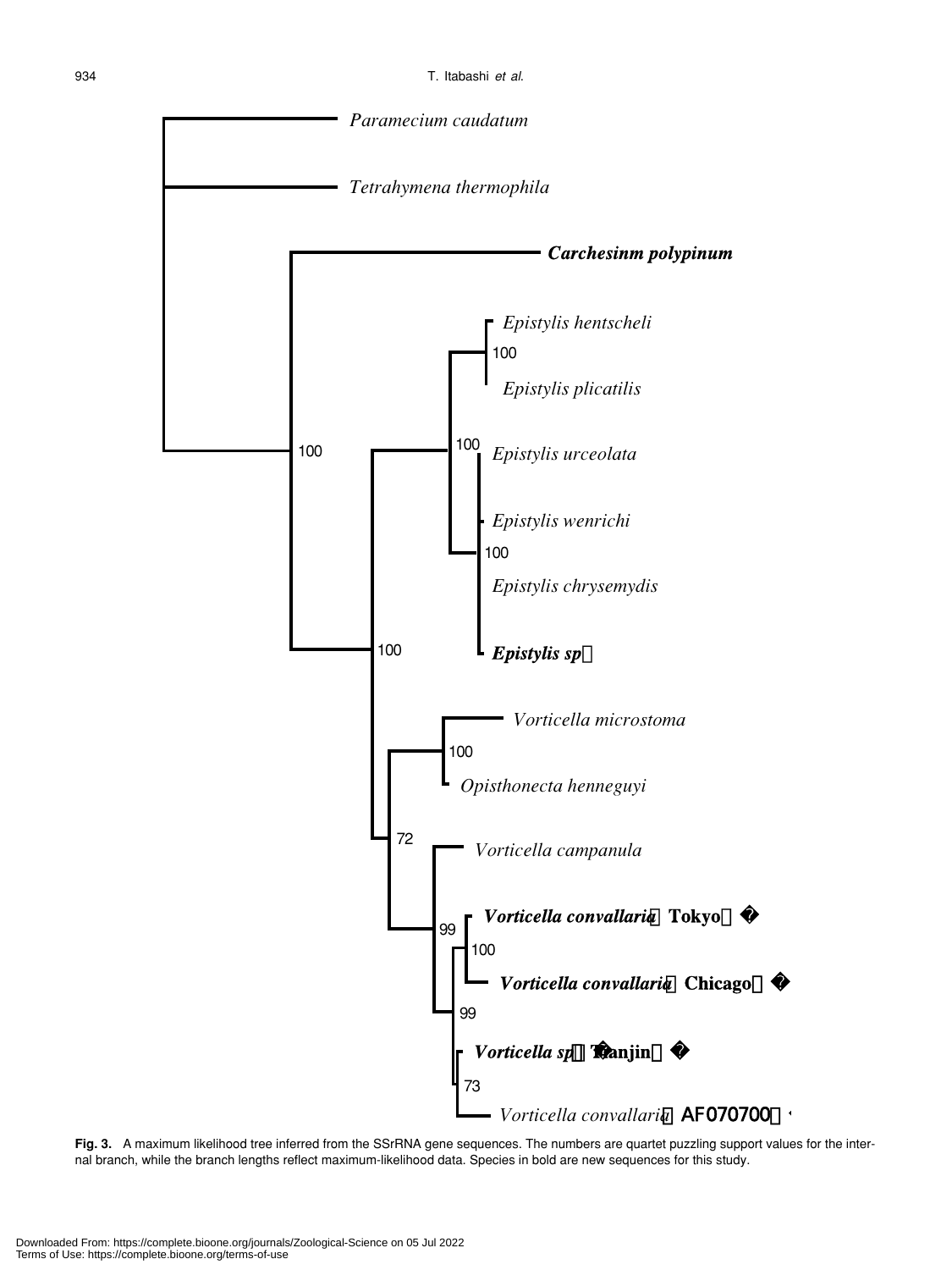**Fig. 3.** A maximum likelihood tree inferred from the SSrRNA gene sequences. The numbers are quartet puzzling support values for the internal branch, while the branch lengths reflect maximum-likelihood data. Species in bold are new sequences for this study.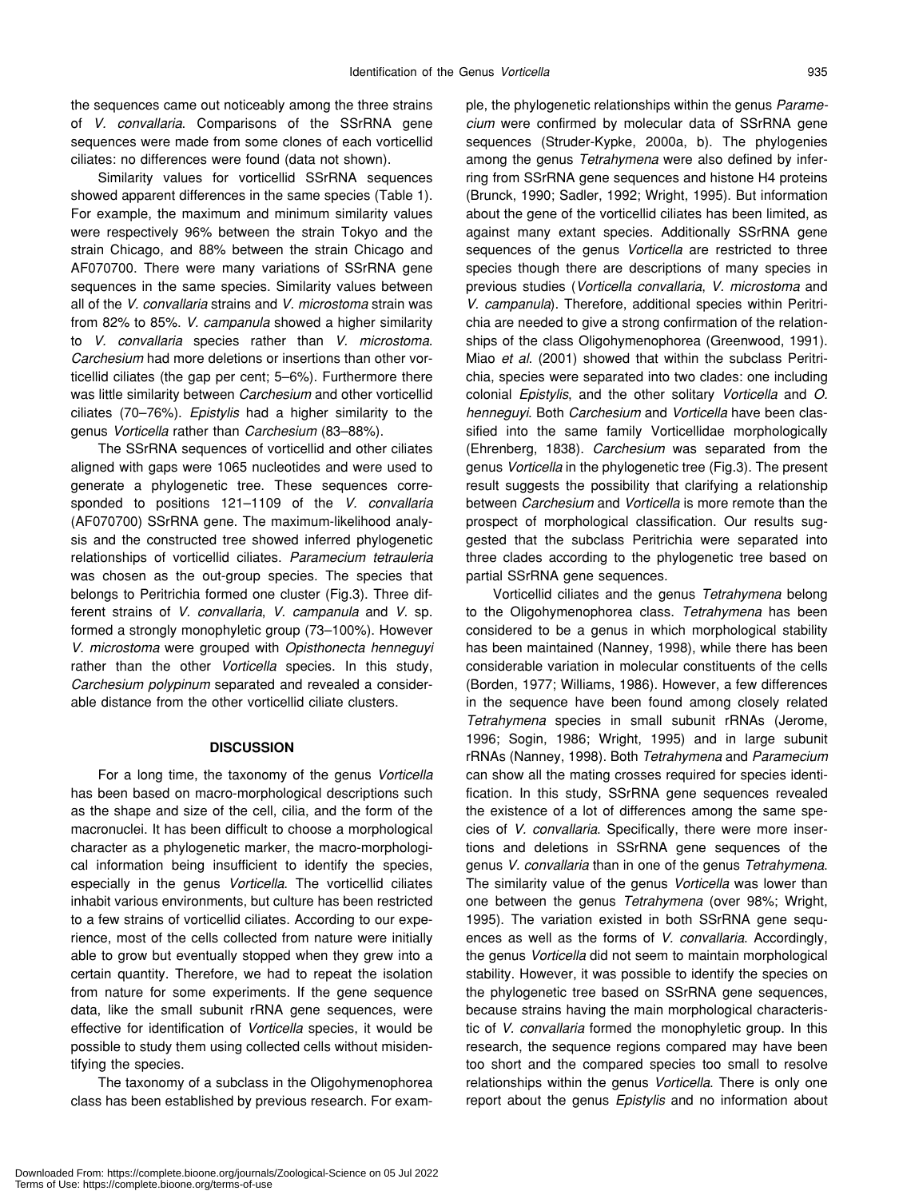the sequences came out noticeably among the three strains of *V. convallaria*. Comparisons of the SSrRNA gene sequences were made from some clones of each vorticellid ciliates: no differences were found (data not shown).

Similarity values for vorticellid SSrRNA sequences showed apparent differences in the same species (Table 1). For example, the maximum and minimum similarity values were respectively 96% between the strain Tokyo and the strain Chicago, and 88% between the strain Chicago and AF070700. There were many variations of SSrRNA gene sequences in the same species. Similarity values between all of the *V. convallaria* strains and *V. microstoma* strain was from 82% to 85%. *V. campanula* showed a higher similarity to *V. convallaria* species rather than *V. microstoma*. *Carchesium* had more deletions or insertions than other vorticellid ciliates (the gap per cent; 5–6%). Furthermore there was little similarity between *Carchesium* and other vorticellid ciliates (70–76%). *Epistylis* had a higher similarity to the genus *Vorticella* rather than *Carchesium* (83–88%).

The SSrRNA sequences of vorticellid and other ciliates aligned with gaps were 1065 nucleotides and were used to generate a phylogenetic tree. These sequences corresponded to positions 121–1109 of the *V. convallaria* (AF070700) SSrRNA gene. The maximum-likelihood analysis and the constructed tree showed inferred phylogenetic relationships of vorticellid ciliates. *Paramecium tetrauleria* was chosen as the out-group species. The species that belongs to Peritrichia formed one cluster (Fig.3). Three different strains of *V. convallaria*, *V. campanula* and *V.* sp. formed a strongly monophyletic group (73–100%). However *V. microstoma* were grouped with *Opisthonecta henneguyi* rather than the other *Vorticella* species. In this study, *Carchesium polypinum* separated and revealed a considerable distance from the other vorticellid ciliate clusters.

## DISCUSSION

For a long time, the taxonomy of the genus *Vorticella* has been based on macro-morphological descriptions such as the shape and size of the cell, cilia, and the form of the macronuclei. It has been difficult to choose a morphological character as a phylogenetic marker, the macro-morphological information being insufficient to identify the species, especially in the genus *Vorticella*. The vorticellid ciliates inhabit various environments, but culture has been restricted to a few strains of vorticellid ciliates. According to our experience, most of the cells collected from nature were initially able to grow but eventually stopped when they grew into a certain quantity. Therefore, we had to repeat the isolation from nature for some experiments. If the gene sequence data, like the small subunit rRNA gene sequences, were effective for identification of *Vorticella* species, it would be possible to study them using collected cells without misidentifying the species.

The taxonomy of a subclass in the Oligohymenophorea class has been established by previous research. For example, the phylogenetic relationships within the genus *Paramecium* were confirmed by molecular data of SSrRNA gene sequences (Struder-Kypke, 2000a, b). The phylogenies among the genus *Tetrahymena* were also defined by inferring from SSrRNA gene sequences and histone H4 proteins (Brunck, 1990; Sadler, 1992; Wright, 1995). But information about the gene of the vorticellid ciliates has been limited, as against many extant species. Additionally SSrRNA gene sequences of the genus *Vorticella* are restricted to three species though there are descriptions of many species in previous studies (*Vorticella convallaria*, *V. microstoma* and *V. campanula*). Therefore, additional species within Peritrichia are needed to give a strong confirmation of the relationships of the class Oligohymenophorea (Greenwood, 1991). Miao *et al*. (2001) showed that within the subclass Peritrichia, species were separated into two clades: one including colonial *Epistylis*, and the other solitary *Vorticella* and *O. henneguyi*. Both *Carchesium* and *Vorticella* have been classified into the same family Vorticellidae morphologically (Ehrenberg, 1838). *Carchesium* was separated from the genus *Vorticella* in the phylogenetic tree (Fig.3). The present result suggests the possibility that clarifying a relationship between *Carchesium* and *Vorticella* is more remote than the prospect of morphological classification. Our results suggested that the subclass Peritrichia were separated into three clades according to the phylogenetic tree based on partial SSrRNA gene sequences.

Vorticellid ciliates and the genus *Tetrahymena* belong to the Oligohymenophorea class. *Tetrahymena* has been considered to be a genus in which morphological stability has been maintained (Nanney, 1998), while there has been considerable variation in molecular constituents of the cells (Borden, 1977; Williams, 1986). However, a few differences in the sequence have been found among closely related *Tetrahymena* species in small subunit rRNAs (Jerome, 1996; Sogin, 1986; Wright, 1995) and in large subunit rRNAs (Nanney, 1998). Both *Tetrahymena* and *Paramecium* can show all the mating crosses required for species identification. In this study, SSrRNA gene sequences revealed the existence of a lot of differences among the same species of *V. convallaria*. Specifically, there were more insertions and deletions in SSrRNA gene sequences of the genus *V. convallaria* than in one of the genus *Tetrahymena*. The similarity value of the genus *Vorticella* was lower than one between the genus *Tetrahymena* (over 98%; Wright, 1995). The variation existed in both SSrRNA gene sequences as well as the forms of *V. convallaria*. Accordingly, the genus *Vorticella* did not seem to maintain morphological stability. However, it was possible to identify the species on the phylogenetic tree based on SSrRNA gene sequences, because strains having the main morphological characteristic of *V. convallaria* formed the monophyletic group. In this research, the sequence regions compared may have been too short and the compared species too small to resolve relationships within the genus *Vorticella*. There is only one report about the genus *Epistylis* and no information about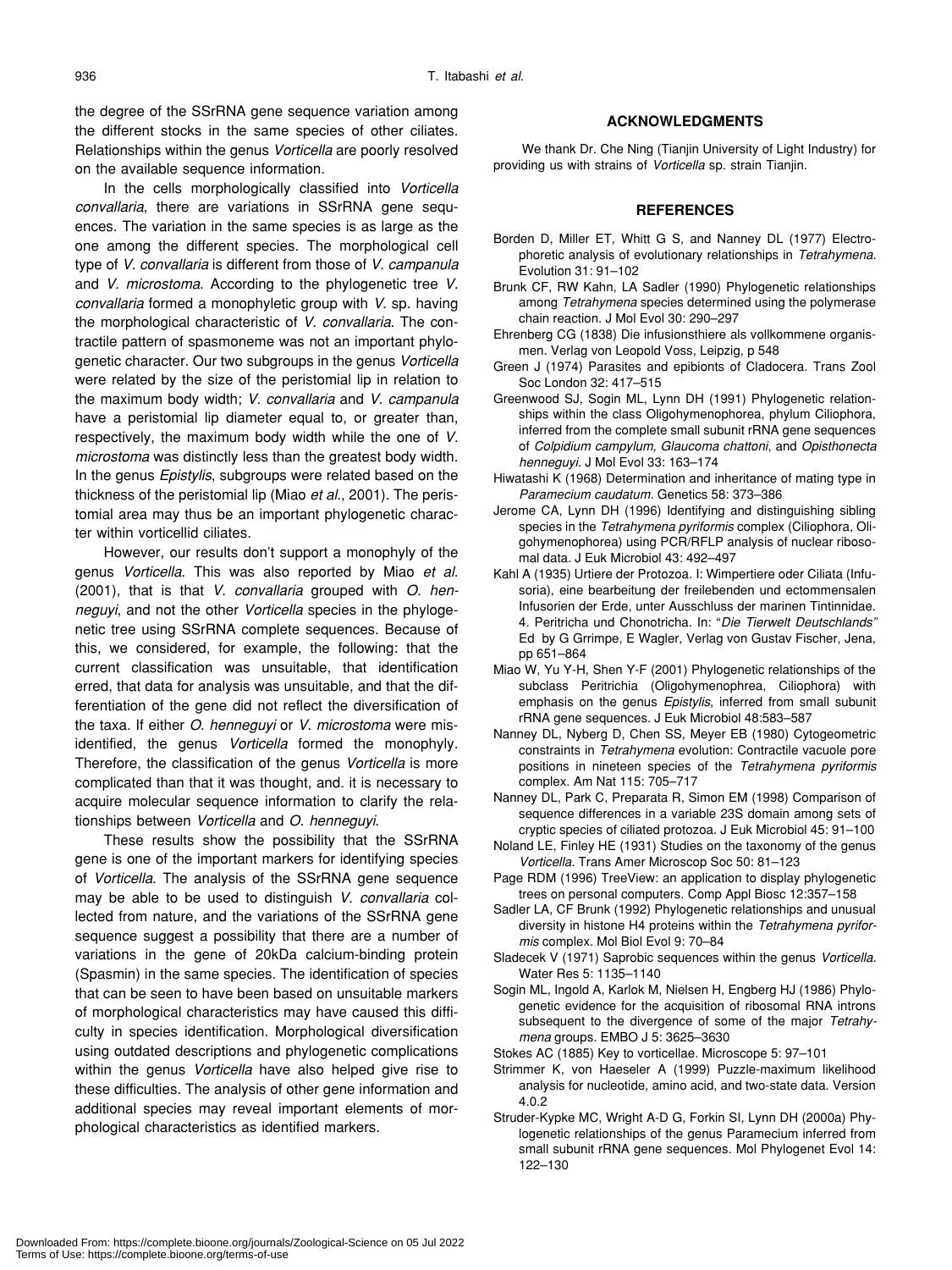the degree of the SSrRNA gene sequence variation among the different stocks in the same species of other ciliates. Relationships within the genus *Vorticella* are poorly resolved on the available sequence information.

In the cells morphologically classified into *Vorticella convallaria*, there are variations in SSrRNA gene sequences. The variation in the same species is as large as the one among the different species. The morphological cell type of *V. convallaria* is different from those of *V. campanula* and *V. microstoma*. According to the phylogenetic tree *V. convallaria* formed a monophyletic group with *V.* sp. having the morphological characteristic of *V. convallaria*. The contractile pattern of spasmoneme was not an important phylogenetic character. Our two subgroups in the genus *Vorticella* were related by the size of the peristomial lip in relation to the maximum body width; *V. convallaria* and *V. campanula* have a peristomial lip diameter equal to, or greater than, respectively, the maximum body width while the one of *V. microstoma* was distinctly less than the greatest body width. In the genus *Epistylis*, subgroups were related based on the thickness of the peristomial lip (Miao *et al.*, 2001). The peristomial area may thus be an important phylogenetic character within vorticellid ciliates.

However, our results don't support a monophyly of the genus *Vorticella*. This was also reported by Miao *et al.* (2001), that is that *V. convallaria* grouped with *O. henneguyi*, and not the other *Vorticella* species in the phylogenetic tree using SSrRNA complete sequences. Because of this, we considered, for example, the following: that the current classification was unsuitable, that identification erred, that data for analysis was unsuitable, and that the differentiation of the gene did not reflect the diversification of the taxa. If either *O. henneguyi* or *V. microstoma* were misidentified, the genus *Vorticella* formed the monophyly. Therefore, the classification of the genus *Vorticella* is more complicated than that it was thought, and. it is necessary to acquire molecular sequence information to clarify the relationships between *Vorticella* and *O. henneguyi*.

These results show the possibility that the SSrRNA gene is one of the important markers for identifying species of *Vorticella*. The analysis of the SSrRNA gene sequence may be able to be used to distinguish *V. convallaria* collected from nature, and the variations of the SSrRNA gene sequence suggest a possibility that there are a number of variations in the gene of 20kDa calcium-binding protein (Spasmin) in the same species. The identification of species that can be seen to have been based on unsuitable markers of morphological characteristics may have caused this difficulty in species identification. Morphological diversification using outdated descriptions and phylogenetic complications within the genus *Vorticella* have also helped give rise to these difficulties. The analysis of other gene information and additional species may reveal important elements of morphological characteristics as identified markers.

## ACKNOWLEDGMENTS

We thank Dr. Che Ning (Tianjin University of Light Industry) for providing us with strains of *Vorticella* sp. strain Tianjin.

## REFERENCES

Borden D, Miller ET, Whitt G S, and Nanney DL (1977) Electrophoretic analysis of evolutionary relationships in *Tetrahymena*. Evolution 31: 91–102

Brunk CF, RW Kahn, LA Sadler (1990) Phylogenetic relationships among *Tetrahymena* species determined using the polymerase chain reaction. J Mol Evol 30: 290–297

Ehrenberg CG (1838) Die infusionsthiere als vollkommene organismen. Verlag von Leopold Voss, Leipzig, p 548

Green J (1974) Parasites and epibionts of Cladocera. Trans Zool Soc London 32: 417–515

Greenwood SJ, Sogin ML, Lynn DH (1991) Phylogenetic relationships within the class Oligohymenophorea, phylum Ciliophora, inferred from the complete small subunit rRNA gene sequences of *Colpidium campylum, Glaucoma chattoni*, and *Opisthonecta henneguyi*. J Mol Evol 33: 163–174

Hiwatashi K (1968) Determination and inheritance of mating type in *Paramecium caudatum*. Genetics 58: 373–386

Jerome CA, Lynn DH (1996) Identifying and distinguishing sibling species in the *Tetrahymena pyriformis* complex (Ciliophora, Oligohymenophorea) using PCR/RFLP analysis of nuclear ribosomal data. J Euk Microbiol 43: 492–497

Kahl A (1935) Urtiere der Protozoa. I: Wimpertiere oder Ciliata (Infusoria), eine bearbeitung der freilebenden und ectommensalen Infusorien der Erde, unter Ausschluss der marinen Tintinnidae. 4. Peritricha und Chonotricha. In: "*Die Tierwelt Deutschlands"* Ed by G Grrimpe, E Wagler, Verlag von Gustav Fischer, Jena, pp 651–864

Miao W, Yu Y-H, Shen Y-F (2001) Phylogenetic relationships of the subclass Peritrichia (Oligohymenophrea, Ciliophora) with emphasis on the genus *Epistylis*, inferred from small subunit rRNA gene sequences. J Euk Microbiol 48:583–587

Nanney DL, Nyberg D, Chen SS, Meyer EB (1980) Cytogeometric constraints in *Tetrahymena* evolution: Contractile vacuole pore positions in nineteen species of the *Tetrahymena pyriformis* complex. Am Nat 115: 705–717

Nanney DL, Park C, Preparata R, Simon EM (1998) Comparison of sequence differences in a variable 23S domain among sets of cryptic species of ciliated protozoa. J Euk Microbiol 45: 91–100

Noland LE, Finley HE (1931) Studies on the taxonomy of the genus *Vorticella*. Trans Amer Microscop Soc 50: 81–123

Page RDM (1996) TreeView: an application to display phylogenetic trees on personal computers. Comp Appl Biosc 12:357–158

Sadler LA, CF Brunk (1992) Phylogenetic relationships and unusual diversity in histone H4 proteins within the *Tetrahymena pyriformis* complex. Mol Biol Evol 9: 70–84

Sladecek V (1971) Saprobic sequences within the genus *Vorticella*. Water Res 5: 1135–1140

Sogin ML, Ingold A, Karlok M, Nielsen H, Engberg HJ (1986) Phylogenetic evidence for the acquisition of ribosomal RNA introns subsequent to the divergence of some of the major *Tetrahymena* groups. EMBO J 5: 3625–3630

Stokes AC (1885) Key to vorticellae. Microscope 5: 97–101

Strimmer K, von Haeseler A (1999) Puzzle-maximum likelihood analysis for nucleotide, amino acid, and two-state data. Version 4.0.2

Struder-Kypke MC, Wright A-D G, Forkin SI, Lynn DH (2000a) Phylogenetic relationships of the genus Paramecium inferred from small subunit rRNA gene sequences. Mol Phylogenet Evol 14: 122–130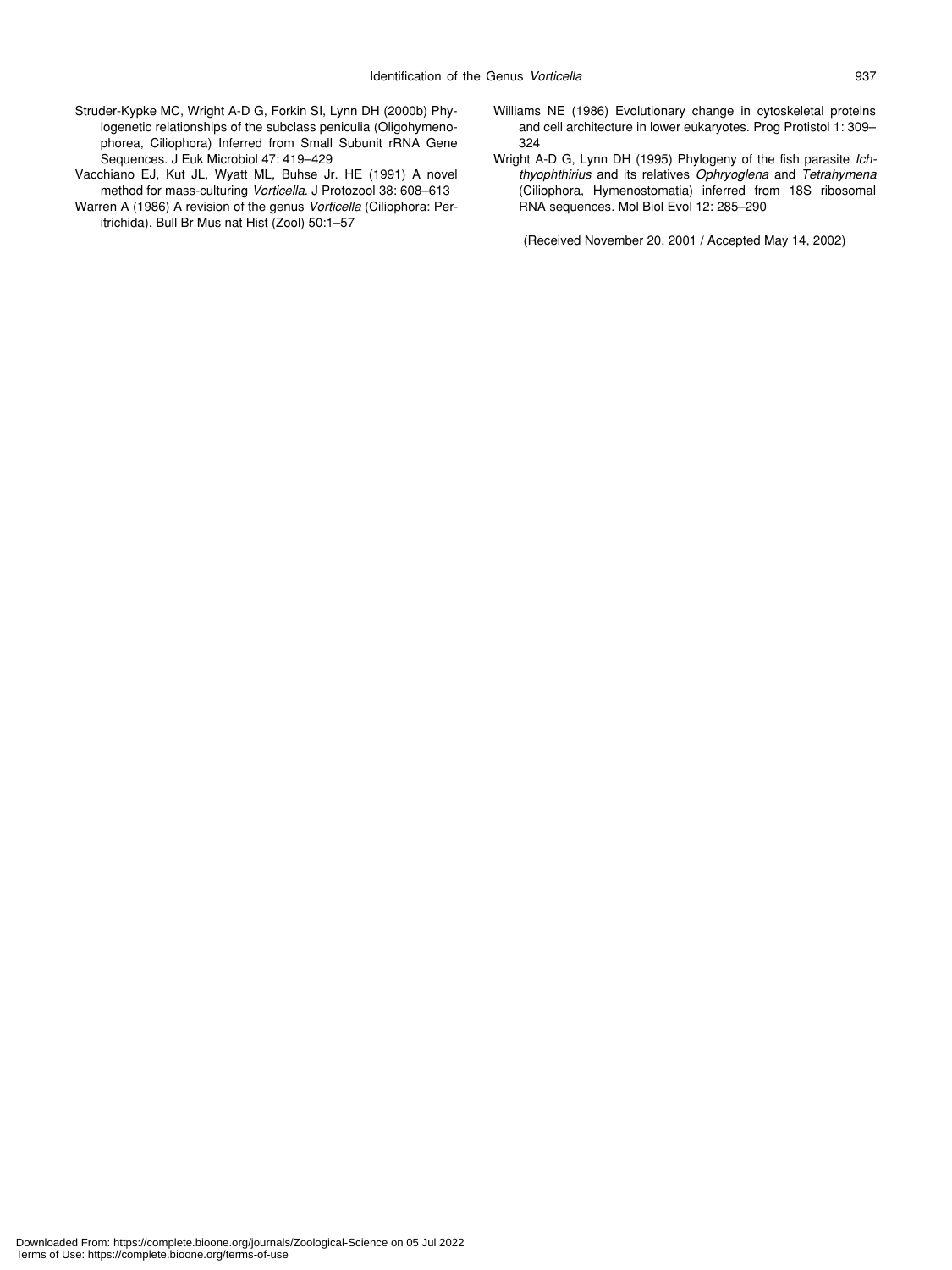Struder-Kypke MC, Wright A-D G, Forkin SI, Lynn DH (2000b) Phylogenetic relationships of the subclass peniculia (Oligohymenophorea, Ciliophora) Inferred from Small Subunit rRNA Gene Sequences. J Euk Microbiol 47: 419–429

Vacchiano EJ, Kut JL, Wyatt ML, Buhse Jr. HE (1991) A novel method for mass-culturing *Vorticella*. J Protozool 38: 608–613

Warren A (1986) A revision of the genus *Vorticella* (Ciliophora: Peritrichida). Bull Br Mus nat Hist (Zool) 50:1–57

Williams NE (1986) Evolutionary change in cytoskeletal proteins and cell architecture in lower eukaryotes. Prog Protistol 1: 309–324

Wright A-D G, Lynn DH (1995) Phylogeny of the fish parasite *Ichthyophthirius* and its relatives *Ophryoglena* and *Tetrahymena* (Ciliophora, Hymenostomatia) inferred from 18S ribosomal RNA sequences. Mol Biol Evol 12: 285–290

(Received November 20, 2001 / Accepted May 14, 2002)